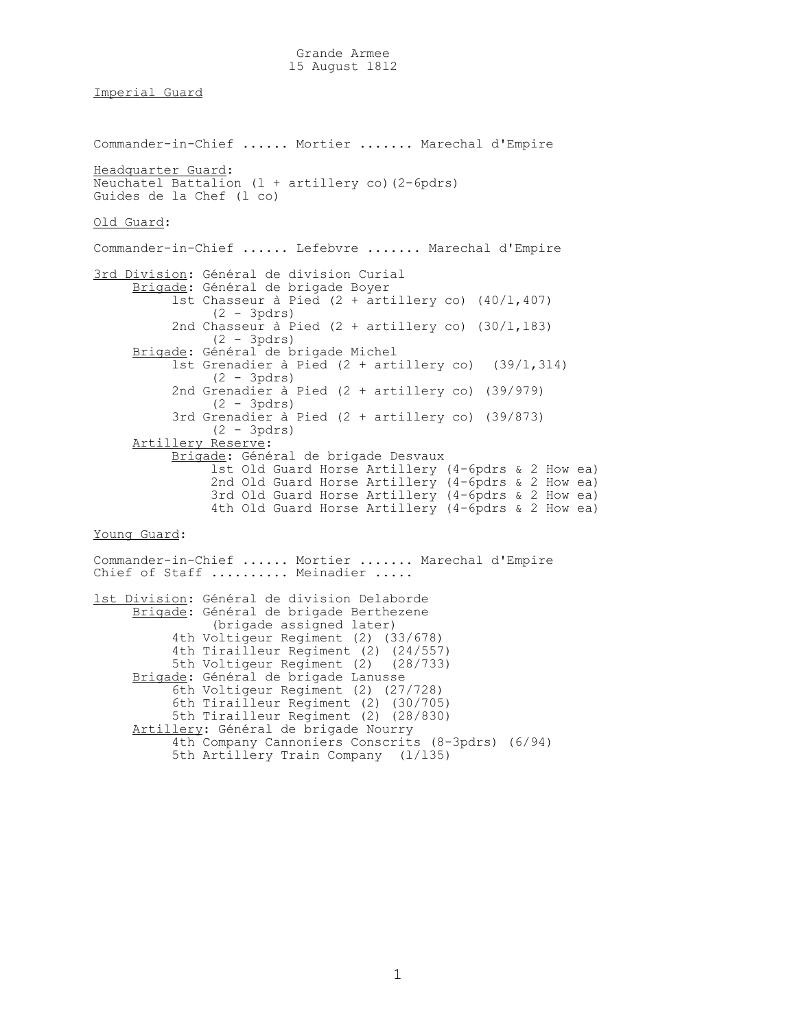# Grande Armee
## 15 August 1812

**Imperial Guard**

Commander-in-Chief ...... Mortier ....... Marechal d'Empire

**Headquarter Guard**:
Neuchatel Battalion (1 + artillery co)(2-6pdrs)
Guides de la Chef (1 co)

**Old Guard**:

Commander-in-Chief ...... Lefebvre ....... Marechal d'Empire

**3rd Division**: Général de division Curial
- **Brigade**: Général de brigade Boyer
  - 1st Chasseur à Pied (2 + artillery co) (40/1,407) (2 - 3pdrs)
  - 2nd Chasseur à Pied (2 + artillery co) (30/1,183) (2 - 3pdrs)
- **Brigade**: Général de brigade Michel
  - 1st Grenadier à Pied (2 + artillery co) (39/1,314) (2 - 3pdrs)
  - 2nd Grenadier à Pied (2 + artillery co) (39/979) (2 - 3pdrs)
  - 3rd Grenadier à Pied (2 + artillery co) (39/873) (2 - 3pdrs)
- **Artillery Reserve**:
  - **Brigade**: Général de brigade Desvaux
    - 1st Old Guard Horse Artillery (4-6pdrs & 2 How ea)
    - 2nd Old Guard Horse Artillery (4-6pdrs & 2 How ea)
    - 3rd Old Guard Horse Artillery (4-6pdrs & 2 How ea)
    - 4th Old Guard Horse Artillery (4-6pdrs & 2 How ea)

**Young Guard**:

Commander-in-Chief ...... Mortier ....... Marechal d'Empire
Chief of Staff .......... Meinadier .....

**1st Division**: Général de division Delaborde
- **Brigade**: Général de brigade Berthezene (brigade assigned later)
  - 4th Voltigeur Regiment (2) (33/678)
  - 4th Tirailleur Regiment (2) (24/557)
  - 5th Voltigeur Regiment (2) (28/733)
- **Brigade**: Général de brigade Lanusse
  - 6th Voltigeur Regiment (2) (27/728)
  - 6th Tirailleur Regiment (2) (30/705)
  - 5th Tirailleur Regiment (2) (28/830)
- **Artillery**: Général de brigade Nourry
  - 4th Company Cannoniers Conscrits (8-3pdrs) (6/94)
  - 5th Artillery Train Company (1/135)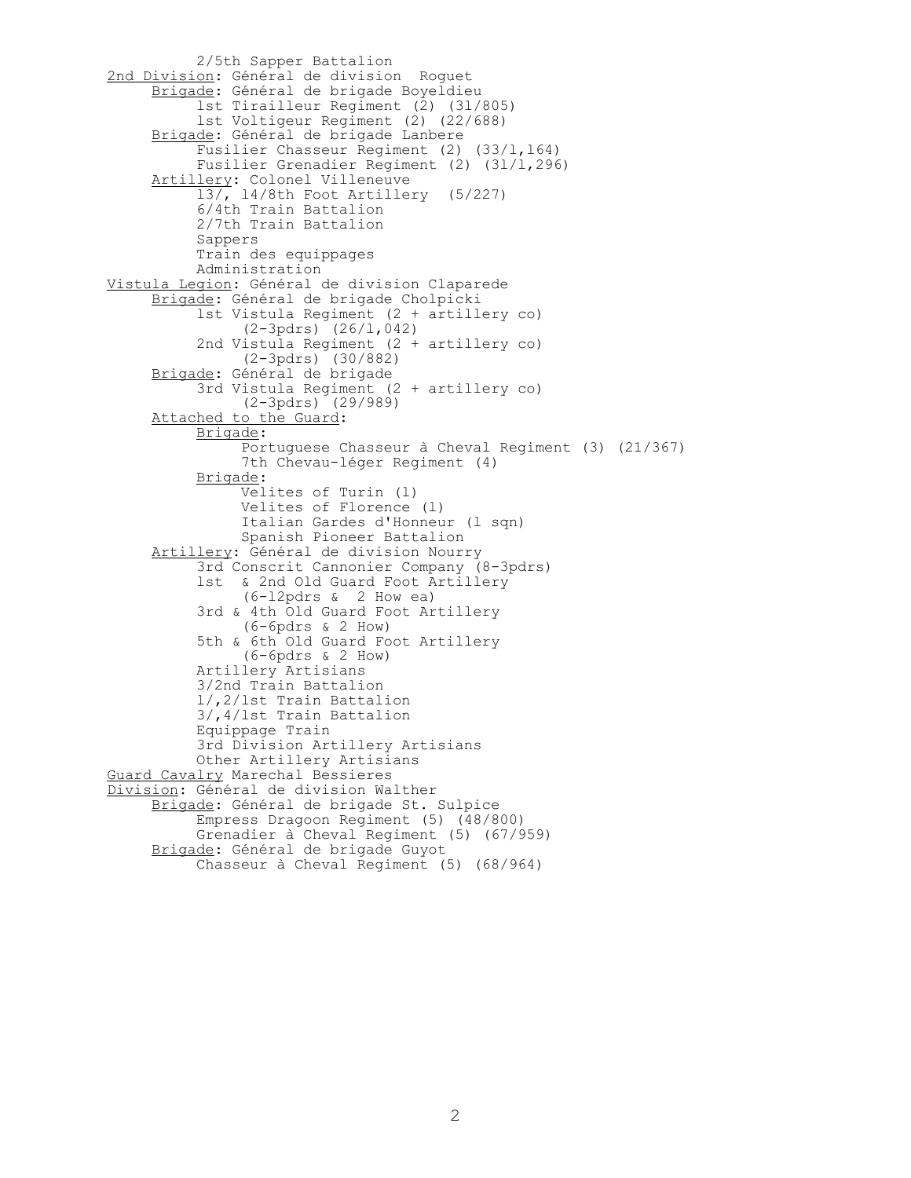2/5th Sapper Battalion

<u>2nd Division</u>: Général de division Roguet

- <u>Brigade</u>: Général de brigade Boyeldieu
  - 1st Tirailleur Regiment (2) (31/805)
  - 1st Voltigeur Regiment (2) (22/688)
- <u>Brigade</u>: Général de brigade Lanbere
  - Fusilier Chasseur Regiment (2) (33/1,164)
  - Fusilier Grenadier Regiment (2) (31/1,296)
- <u>Artillery</u>: Colonel Villeneuve
  - 13/, 14/8th Foot Artillery (5/227)
  - 6/4th Train Battalion
  - 2/7th Train Battalion
  - Sappers
  - Train des equippages
  - Administration

<u>Vistula Legion</u>: Général de division Claparede

- <u>Brigade</u>: Général de brigade Cholpicki
  - 1st Vistula Regiment (2 + artillery co) (2-3pdrs) (26/1,042)
  - 2nd Vistula Regiment (2 + artillery co) (2-3pdrs) (30/882)
- <u>Brigade</u>: Général de brigade
  - 3rd Vistula Regiment (2 + artillery co) (2-3pdrs) (29/989)
- <u>Attached to the Guard</u>:
  - <u>Brigade</u>:
    - Portuguese Chasseur à Cheval Regiment (3) (21/367)
    - 7th Chevau-léger Regiment (4)
  - <u>Brigade</u>:
    - Velites of Turin (1)
    - Velites of Florence (1)
    - Italian Gardes d'Honneur (1 sqn)
    - Spanish Pioneer Battalion
- <u>Artillery</u>: Général de division Nourry
  - 3rd Conscrit Cannonier Company (8-3pdrs)
  - 1st & 2nd Old Guard Foot Artillery (6-12pdrs & 2 How ea)
  - 3rd & 4th Old Guard Foot Artillery (6-6pdrs & 2 How)
  - 5th & 6th Old Guard Foot Artillery (6-6pdrs & 2 How)
  - Artillery Artisians
  - 3/2nd Train Battalion
  - 1/,2/1st Train Battalion
  - 3/,4/1st Train Battalion
  - Equippage Train
  - 3rd Division Artillery Artisians
  - Other Artillery Artisians

<u>Guard Cavalry</u> Marechal Bessieres

<u>Division</u>: Général de division Walther

- <u>Brigade</u>: Général de brigade St. Sulpice
  - Empress Dragoon Regiment (5) (48/800)
  - Grenadier à Cheval Regiment (5) (67/959)
- <u>Brigade</u>: Général de brigade Guyot
  - Chasseur à Cheval Regiment (5) (68/964)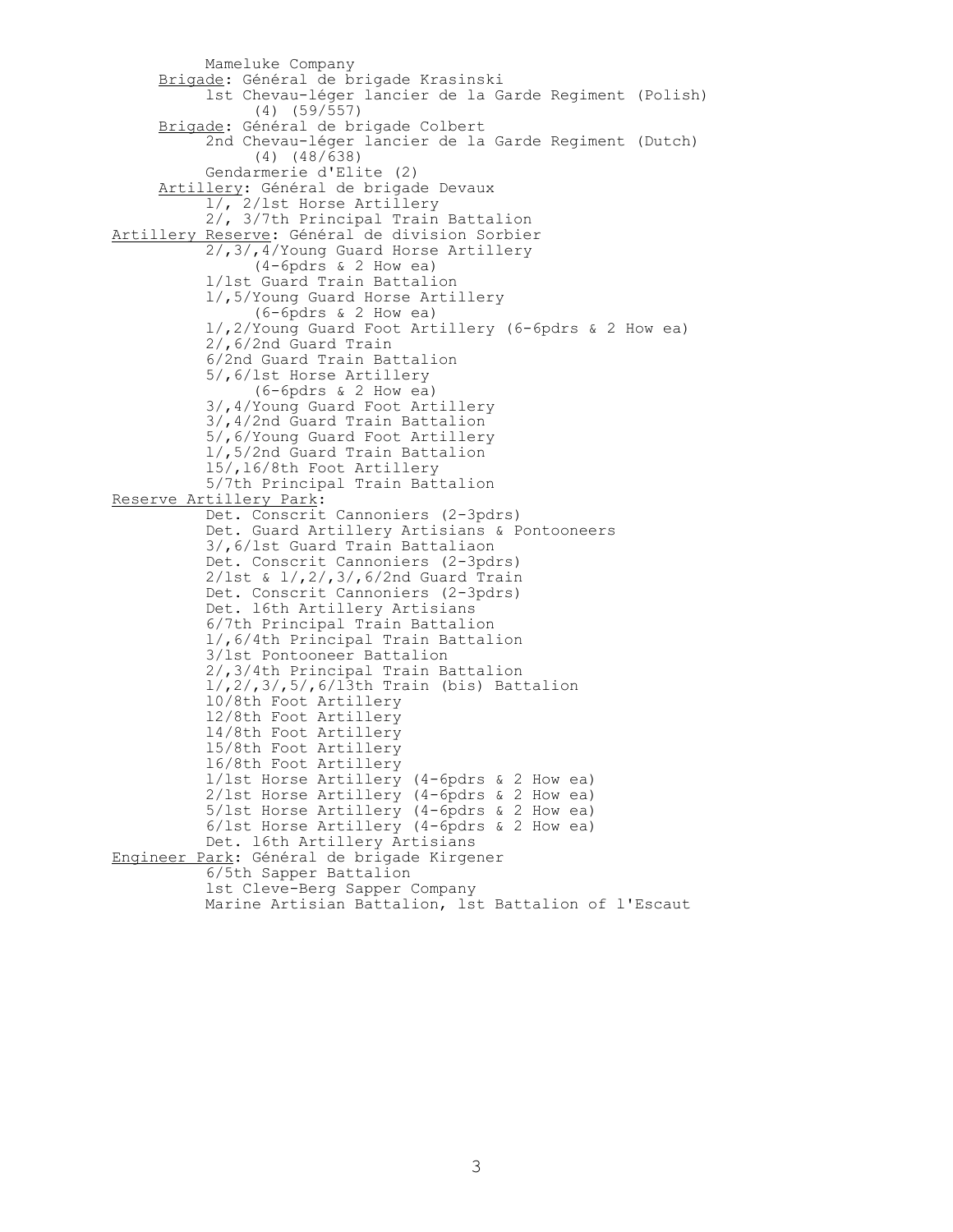Mameluke Company

<u>Brigade</u>: Général de brigade Krasinski

1st Chevau-léger lancier de la Garde Regiment (Polish) (4) (59/557)

<u>Brigade</u>: Général de brigade Colbert

2nd Chevau-léger lancier de la Garde Regiment (Dutch) (4) (48/638)

Gendarmerie d'Elite (2)

<u>Artillery</u>: Général de brigade Devaux

1/, 2/1st Horse Artillery

2/, 3/7th Principal Train Battalion

<u>Artillery Reserve</u>: Général de division Sorbier

2/,3/,4/Young Guard Horse Artillery (4-6pdrs & 2 How ea)

1/1st Guard Train Battalion

1/,5/Young Guard Horse Artillery (6-6pdrs & 2 How ea)

1/,2/Young Guard Foot Artillery (6-6pdrs & 2 How ea)

2/,6/2nd Guard Train

6/2nd Guard Train Battalion

5/,6/1st Horse Artillery (6-6pdrs & 2 How ea)

3/,4/Young Guard Foot Artillery

3/,4/2nd Guard Train Battalion

5/,6/Young Guard Foot Artillery

1/,5/2nd Guard Train Battalion

15/,16/8th Foot Artillery

5/7th Principal Train Battalion

<u>Reserve Artillery Park</u>:

Det. Conscrit Cannoniers (2-3pdrs)

Det. Guard Artillery Artisians & Pontooneers

3/,6/1st Guard Train Battaliaon

Det. Conscrit Cannoniers (2-3pdrs)

2/1st & 1/,2/,3/,6/2nd Guard Train

Det. Conscrit Cannoniers (2-3pdrs)

Det. 16th Artillery Artisians

6/7th Principal Train Battalion

1/,6/4th Principal Train Battalion

3/1st Pontooneer Battalion

2/,3/4th Principal Train Battalion

1/,2/,3/,5/,6/13th Train (bis) Battalion

10/8th Foot Artillery

12/8th Foot Artillery

14/8th Foot Artillery

15/8th Foot Artillery

16/8th Foot Artillery

1/1st Horse Artillery (4-6pdrs & 2 How ea)

2/1st Horse Artillery (4-6pdrs & 2 How ea)

5/1st Horse Artillery (4-6pdrs & 2 How ea)

6/1st Horse Artillery (4-6pdrs & 2 How ea)

Det. 16th Artillery Artisians

<u>Engineer Park</u>: Général de brigade Kirgener

6/5th Sapper Battalion

1st Cleve-Berg Sapper Company

Marine Artisian Battalion, 1st Battalion of l'Escaut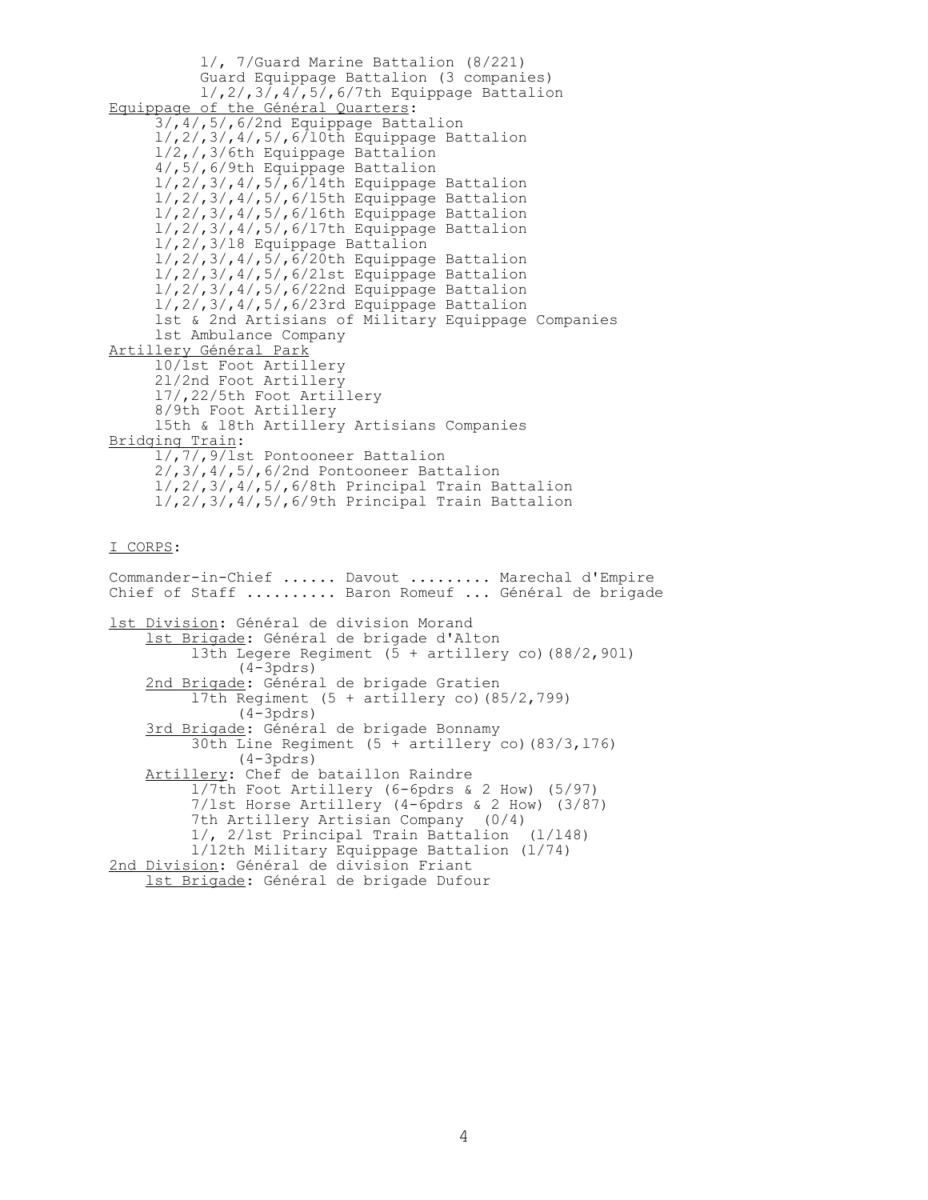1/, 7/Guard Marine Battalion (8/221)
Guard Equippage Battalion (3 companies)
1/,2/,3/,4/,5/,6/7th Equippage Battalion

<u>Equippage of the Général Quarters</u>:

3/,4/,5/,6/2nd Equippage Battalion
1/,2/,3/,4/,5/,6/10th Equippage Battalion
1/2,/,3/6th Equippage Battalion
4/,5/,6/9th Equippage Battalion
1/,2/,3/,4/,5/,6/14th Equippage Battalion
1/,2/,3/,4/,5/,6/15th Equippage Battalion
1/,2/,3/,4/,5/,6/16th Equippage Battalion
1/,2/,3/,4/,5/,6/17th Equippage Battalion
1/,2/,3/18 Equippage Battalion
1/,2/,3/,4/,5/,6/20th Equippage Battalion
1/,2/,3/,4/,5/,6/21st Equippage Battalion
1/,2/,3/,4/,5/,6/22nd Equippage Battalion
1/,2/,3/,4/,5/,6/23rd Equippage Battalion
1st & 2nd Artisians of Military Equippage Companies
1st Ambulance Company

<u>Artillery Général Park</u>

10/1st Foot Artillery
21/2nd Foot Artillery
17/,22/5th Foot Artillery
8/9th Foot Artillery
15th & 18th Artillery Artisians Companies

<u>Bridging Train</u>:

1/,7/,9/1st Pontooneer Battalion
2/,3/,4/,5/,6/2nd Pontooneer Battalion
1/,2/,3/,4/,5/,6/8th Principal Train Battalion
1/,2/,3/,4/,5/,6/9th Principal Train Battalion

<u>I CORPS</u>:

Commander-in-Chief ...... Davout ......... Marechal d'Empire
Chief of Staff .......... Baron Romeuf ... Général de brigade

<u>1st Division</u>: Général de division Morand

<u>1st Brigade</u>: Général de brigade d'Alton
13th Legere Regiment (5 + artillery co)(88/2,901) (4-3pdrs)

<u>2nd Brigade</u>: Général de brigade Gratien
17th Regiment (5 + artillery co)(85/2,799) (4-3pdrs)

<u>3rd Brigade</u>: Général de brigade Bonnamy
30th Line Regiment (5 + artillery co)(83/3,176) (4-3pdrs)

<u>Artillery</u>: Chef de bataillon Raindre
1/7th Foot Artillery (6-6pdrs & 2 How) (5/97)
7/1st Horse Artillery (4-6pdrs & 2 How) (3/87)
7th Artillery Artisian Company (0/4)
1/, 2/1st Principal Train Battalion (1/148)
1/12th Military Equippage Battalion (1/74)

<u>2nd Division</u>: Général de division Friant

<u>1st Brigade</u>: Général de brigade Dufour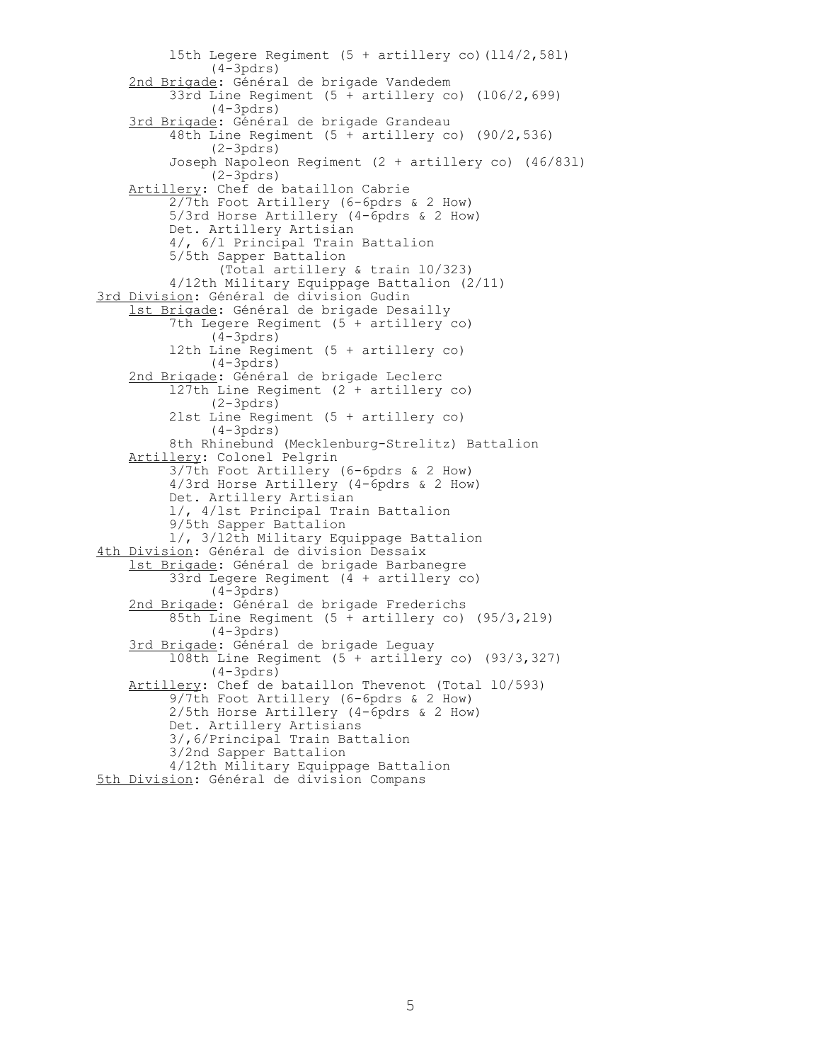15th Legere Regiment (5 + artillery co)(114/2,581)
(4-3pdrs)

<u>2nd Brigade</u>: Général de brigade Vandedem
33rd Line Regiment (5 + artillery co) (106/2,699)
(4-3pdrs)

<u>3rd Brigade</u>: Général de brigade Grandeau
48th Line Regiment (5 + artillery co) (90/2,536)
(2-3pdrs)
Joseph Napoleon Regiment (2 + artillery co) (46/831)
(2-3pdrs)

<u>Artillery</u>: Chef de bataillon Cabrie
2/7th Foot Artillery (6-6pdrs & 2 How)
5/3rd Horse Artillery (4-6pdrs & 2 How)
Det. Artillery Artisian
4/, 6/1 Principal Train Battalion
5/5th Sapper Battalion
(Total artillery & train 10/323)
4/12th Military Equippage Battalion (2/11)

<u>3rd Division</u>: Général de division Gudin

<u>1st Brigade</u>: Général de brigade Desailly
7th Legere Regiment (5 + artillery co)
(4-3pdrs)
12th Line Regiment (5 + artillery co)
(4-3pdrs)

<u>2nd Brigade</u>: Général de brigade Leclerc
127th Line Regiment (2 + artillery co)
(2-3pdrs)
21st Line Regiment (5 + artillery co)
(4-3pdrs)
8th Rhinebund (Mecklenburg-Strelitz) Battalion

<u>Artillery</u>: Colonel Pelgrin
3/7th Foot Artillery (6-6pdrs & 2 How)
4/3rd Horse Artillery (4-6pdrs & 2 How)
Det. Artillery Artisian
1/, 4/1st Principal Train Battalion
9/5th Sapper Battalion
1/, 3/12th Military Equippage Battalion

<u>4th Division</u>: Général de division Dessaix

<u>1st Brigade</u>: Général de brigade Barbanegre
33rd Legere Regiment (4 + artillery co)
(4-3pdrs)

<u>2nd Brigade</u>: Général de brigade Frederichs
85th Line Regiment (5 + artillery co) (95/3,219)
(4-3pdrs)

<u>3rd Brigade</u>: Général de brigade Leguay
108th Line Regiment (5 + artillery co) (93/3,327)
(4-3pdrs)

<u>Artillery</u>: Chef de bataillon Thevenot (Total 10/593)
9/7th Foot Artillery (6-6pdrs & 2 How)
2/5th Horse Artillery (4-6pdrs & 2 How)
Det. Artillery Artisians
3/,6/Principal Train Battalion
3/2nd Sapper Battalion
4/12th Military Equippage Battalion

<u>5th Division</u>: Général de division Compans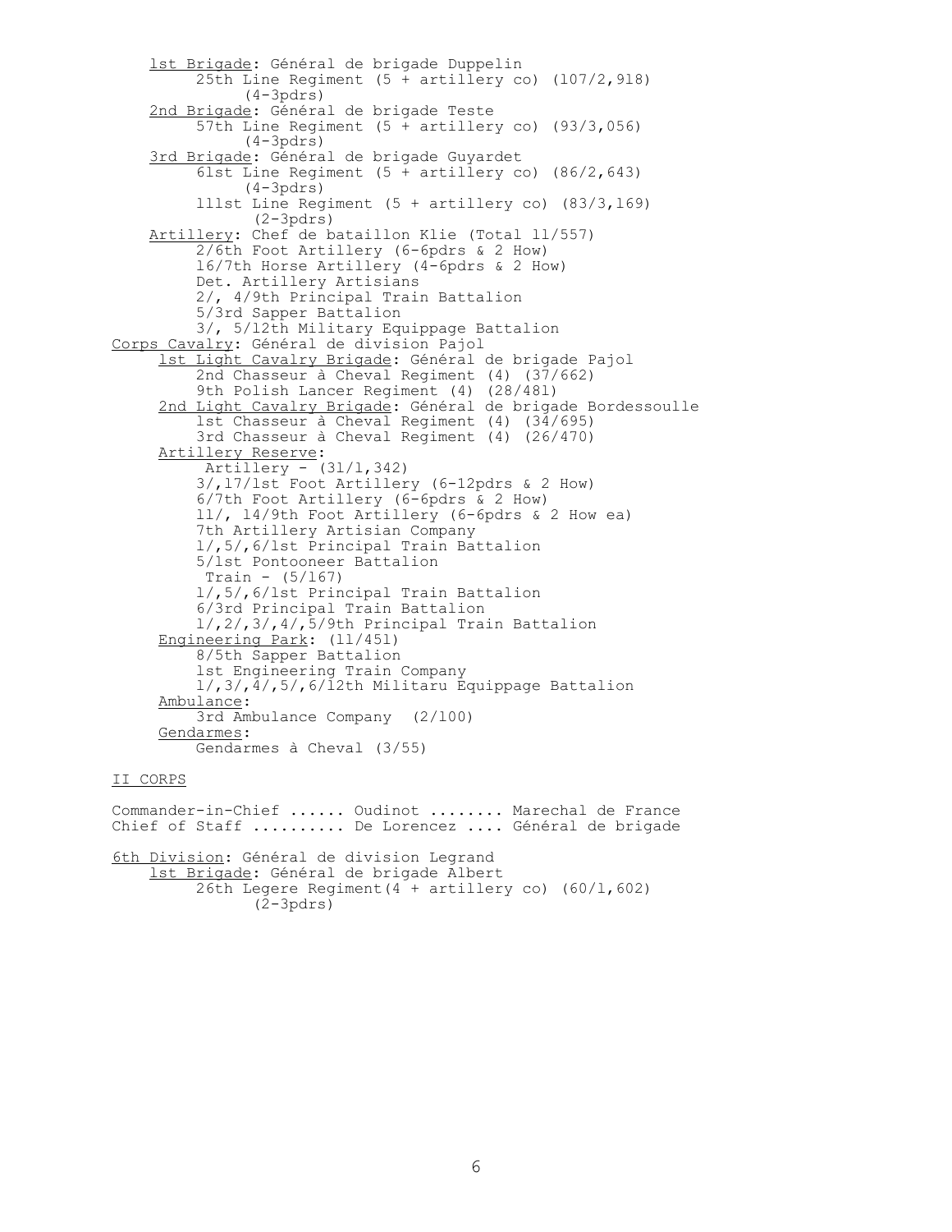<u>1st Brigade</u>: Général de brigade Duppelin
- 25th Line Regiment (5 + artillery co) (107/2,918) (4-3pdrs)

<u>2nd Brigade</u>: Général de brigade Teste
- 57th Line Regiment (5 + artillery co) (93/3,056) (4-3pdrs)

<u>3rd Brigade</u>: Général de brigade Guyardet
- 61st Line Regiment (5 + artillery co) (86/2,643) (4-3pdrs)
- 111st Line Regiment (5 + artillery co) (83/3,169) (2-3pdrs)

<u>Artillery</u>: Chef de bataillon Klie (Total 11/557)
- 2/6th Foot Artillery (6-6pdrs & 2 How)
- 16/7th Horse Artillery (4-6pdrs & 2 How)
- Det. Artillery Artisians
- 2/, 4/9th Principal Train Battalion
- 5/3rd Sapper Battalion
- 3/, 5/12th Military Equippage Battalion

<u>Corps Cavalry</u>: Général de division Pajol

<u>1st Light Cavalry Brigade</u>: Général de brigade Pajol
- 2nd Chasseur à Cheval Regiment (4) (37/662)
- 9th Polish Lancer Regiment (4) (28/481)

<u>2nd Light Cavalry Brigade</u>: Général de brigade Bordessoulle
- 1st Chasseur à Cheval Regiment (4) (34/695)
- 3rd Chasseur à Cheval Regiment (4) (26/470)

<u>Artillery Reserve</u>:
- Artillery - (31/1,342)
- 3/,17/1st Foot Artillery (6-12pdrs & 2 How)
- 6/7th Foot Artillery (6-6pdrs & 2 How)
- 11/, 14/9th Foot Artillery (6-6pdrs & 2 How ea)
- 7th Artillery Artisian Company
- 1/,5/,6/1st Principal Train Battalion
- 5/1st Pontooneer Battalion
- Train - (5/167)
- 1/,5/,6/1st Principal Train Battalion
- 6/3rd Principal Train Battalion
- 1/,2/,3/,4/,5/9th Principal Train Battalion

<u>Engineering Park</u>: (11/451)
- 8/5th Sapper Battalion
- 1st Engineering Train Company
- 1/,3/,4/,5/,6/12th Militaru Equippage Battalion

<u>Ambulance</u>:
- 3rd Ambulance Company (2/100)

<u>Gendarmes</u>:
- Gendarmes à Cheval (3/55)

## <u>II CORPS</u>

Commander-in-Chief ...... Oudinot ........ Marechal de France
Chief of Staff .......... De Lorencez .... Général de brigade

<u>6th Division</u>: Général de division Legrand

<u>1st Brigade</u>: Général de brigade Albert
- 26th Legere Regiment(4 + artillery co) (60/1,602) (2-3pdrs)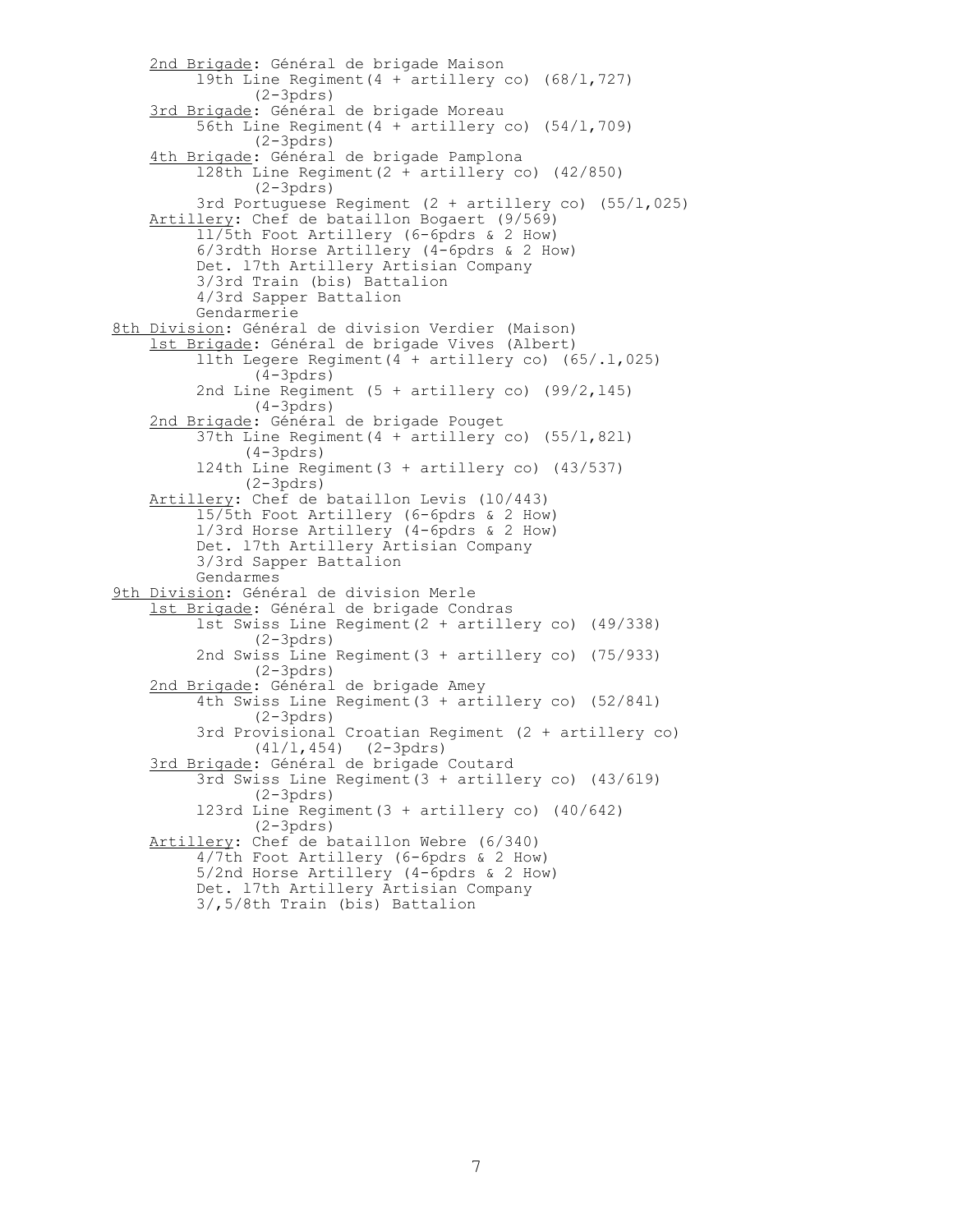<u>2nd Brigade</u>: Général de brigade Maison
- 19th Line Regiment(4 + artillery co) (68/1,727) (2-3pdrs)

<u>3rd Brigade</u>: Général de brigade Moreau
- 56th Line Regiment(4 + artillery co) (54/1,709) (2-3pdrs)

<u>4th Brigade</u>: Général de brigade Pamplona
- 128th Line Regiment(2 + artillery co) (42/850) (2-3pdrs)
- 3rd Portuguese Regiment (2 + artillery co) (55/1,025)

<u>Artillery</u>: Chef de bataillon Bogaert (9/569)
- 11/5th Foot Artillery (6-6pdrs & 2 How)
- 6/3rdth Horse Artillery (4-6pdrs & 2 How)
- Det. 17th Artillery Artisian Company
- 3/3rd Train (bis) Battalion
- 4/3rd Sapper Battalion
- Gendarmerie

<u>8th Division</u>: Général de division Verdier (Maison)

<u>1st Brigade</u>: Général de brigade Vives (Albert)
- 11th Legere Regiment(4 + artillery co) (65/.1,025) (4-3pdrs)
- 2nd Line Regiment (5 + artillery co) (99/2,145) (4-3pdrs)

<u>2nd Brigade</u>: Général de brigade Pouget
- 37th Line Regiment(4 + artillery co) (55/1,821) (4-3pdrs)
- 124th Line Regiment(3 + artillery co) (43/537) (2-3pdrs)

<u>Artillery</u>: Chef de bataillon Levis (10/443)
- 15/5th Foot Artillery (6-6pdrs & 2 How)
- 1/3rd Horse Artillery (4-6pdrs & 2 How)
- Det. 17th Artillery Artisian Company
- 3/3rd Sapper Battalion
- Gendarmes

<u>9th Division</u>: Général de division Merle

<u>1st Brigade</u>: Général de brigade Condras
- 1st Swiss Line Regiment(2 + artillery co) (49/338) (2-3pdrs)
- 2nd Swiss Line Regiment(3 + artillery co) (75/933) (2-3pdrs)

<u>2nd Brigade</u>: Général de brigade Amey
- 4th Swiss Line Regiment(3 + artillery co) (52/841) (2-3pdrs)
- 3rd Provisional Croatian Regiment (2 + artillery co) (41/1,454) (2-3pdrs)

<u>3rd Brigade</u>: Général de brigade Coutard
- 3rd Swiss Line Regiment(3 + artillery co) (43/619) (2-3pdrs)
- 123rd Line Regiment(3 + artillery co) (40/642) (2-3pdrs)

<u>Artillery</u>: Chef de bataillon Webre (6/340)
- 4/7th Foot Artillery (6-6pdrs & 2 How)
- 5/2nd Horse Artillery (4-6pdrs & 2 How)
- Det. 17th Artillery Artisian Company
- 3/,5/8th Train (bis) Battalion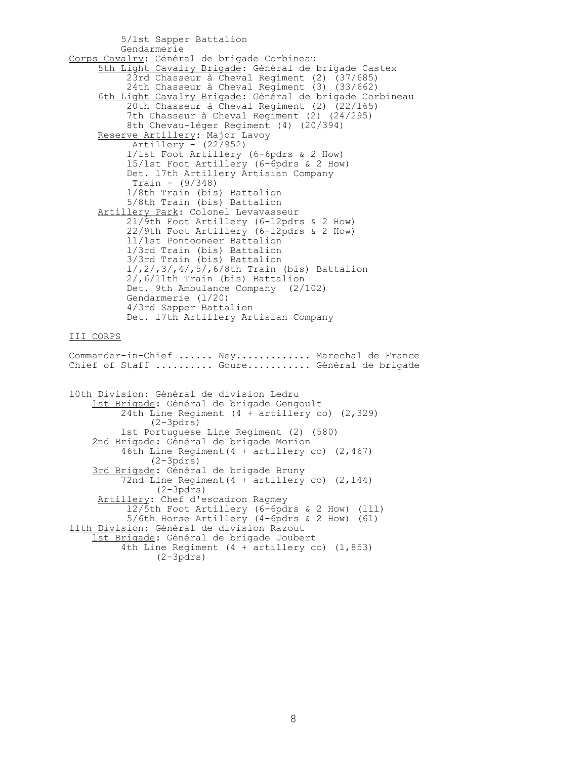5/1st Sapper Battalion
Gendarmerie

Corps Cavalry: Général de brigade Corbineau

- 5th Light Cavalry Brigade: Général de brigade Castex
  - 23rd Chasseur à Cheval Regiment (2) (37/685)
  - 24th Chasseur à Cheval Regiment (3) (33/662)
- 6th Light Cavalry Brigade: Général de brigade Corbineau
  - 20th Chasseur à Cheval Regiment (2) (22/165)
  - 7th Chasseur à Cheval Regiment (2) (24/295)
  - 8th Chevau-léger Regiment (4) (20/394)
- Reserve Artillery: Major Lavoy
  - Artillery - (22/952)
  - 1/1st Foot Artillery (6-6pdrs & 2 How)
  - 15/1st Foot Artillery (6-6pdrs & 2 How)
  - Det. 17th Artillery Artisian Company
  - Train - (9/348)
  - 1/8th Train (bis) Battalion
  - 5/8th Train (bis) Battalion
- Artillery Park: Colonel Levavasseur
  - 21/9th Foot Artillery (6-12pdrs & 2 How)
  - 22/9th Foot Artillery (6-12pdrs & 2 How)
  - 11/1st Pontooneer Battalion
  - 1/3rd Train (bis) Battalion
  - 3/3rd Train (bis) Battalion
  - 1/,2/,3/,4/,5/,6/8th Train (bis) Battalion
  - 2/,6/11th Train (bis) Battalion
  - Det. 9th Ambulance Company (2/102)
  - Gendarmerie (1/20)
  - 4/3rd Sapper Battalion
  - Det. 17th Artillery Artisian Company

## III CORPS

Commander-in-Chief ...... Ney............ Marechal de France
Chief of Staff .......... Goure........... Général de brigade

10th Division: Général de division Ledru

- 1st Brigade: Général de brigade Gengoult
  - 24th Line Regiment (4 + artillery co) (2,329) (2-3pdrs)
  - 1st Portuguese Line Regiment (2) (580)
- 2nd Brigade: Général de brigade Morion
  - 46th Line Regiment(4 + artillery co) (2,467) (2-3pdrs)
- 3rd Brigade: Général de brigade Bruny
  - 72nd Line Regiment(4 + artillery co) (2,144) (2-3pdrs)
- Artillery: Chef d'escadron Ragmey
  - 12/5th Foot Artillery (6-6pdrs & 2 How) (111)
  - 5/6th Horse Artillery (4-6pdrs & 2 How) (61)

11th Division: Général de division Razout

- 1st Brigade: Général de brigade Joubert
  - 4th Line Regiment (4 + artillery co) (1,853) (2-3pdrs)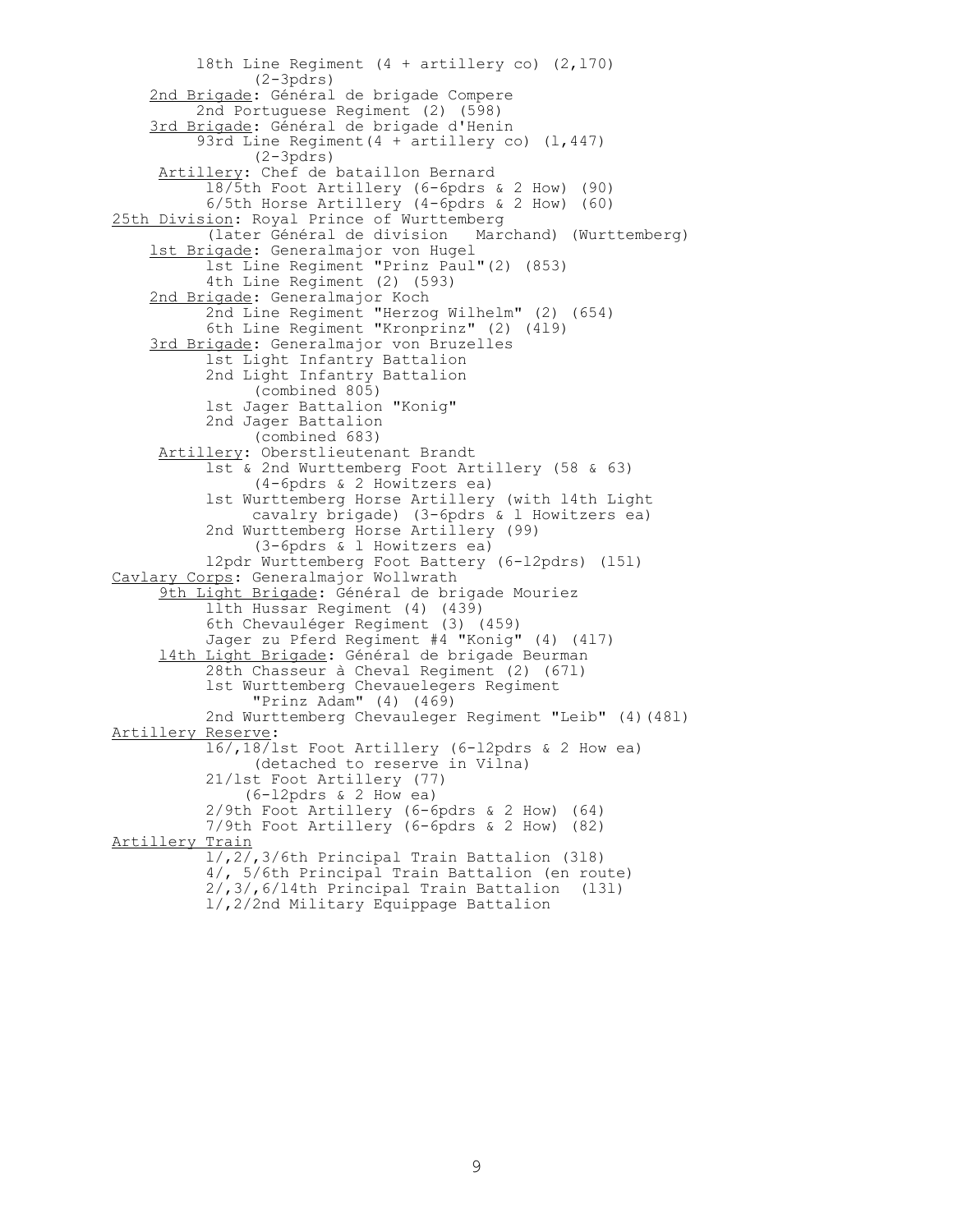18th Line Regiment (4 + artillery co) (2,170)
(2-3pdrs)

<u>2nd Brigade</u>: Général de brigade Compere
2nd Portuguese Regiment (2) (598)

<u>3rd Brigade</u>: Général de brigade d'Henin
93rd Line Regiment(4 + artillery co) (1,447)
(2-3pdrs)

<u>Artillery</u>: Chef de bataillon Bernard
18/5th Foot Artillery (6-6pdrs & 2 How) (90)
6/5th Horse Artillery (4-6pdrs & 2 How) (60)

<u>25th Division</u>: Royal Prince of Wurttemberg
(later Général de division Marchand) (Wurttemberg)

<u>1st Brigade</u>: Generalmajor von Hugel
1st Line Regiment "Prinz Paul"(2) (853)
4th Line Regiment (2) (593)

<u>2nd Brigade</u>: Generalmajor Koch
2nd Line Regiment "Herzog Wilhelm" (2) (654)
6th Line Regiment "Kronprinz" (2) (419)

<u>3rd Brigade</u>: Generalmajor von Bruzelles
1st Light Infantry Battalion
2nd Light Infantry Battalion
(combined 805)
1st Jager Battalion "Konig"
2nd Jager Battalion
(combined 683)

<u>Artillery</u>: Oberstlieutenant Brandt
1st & 2nd Wurttemberg Foot Artillery (58 & 63)
(4-6pdrs & 2 Howitzers ea)
1st Wurttemberg Horse Artillery (with 14th Light cavalry brigade) (3-6pdrs & 1 Howitzers ea)
2nd Wurttemberg Horse Artillery (99)
(3-6pdrs & 1 Howitzers ea)
12pdr Wurttemberg Foot Battery (6-12pdrs) (151)

<u>Cavlary Corps</u>: Generalmajor Wollwrath

<u>9th Light Brigade</u>: Général de brigade Mouriez
11th Hussar Regiment (4) (439)
6th Chevauléger Regiment (3) (459)
Jager zu Pferd Regiment #4 "Konig" (4) (417)

<u>14th Light Brigade</u>: Général de brigade Beurman
28th Chasseur à Cheval Regiment (2) (671)
1st Wurttemberg Chevauelegers Regiment
"Prinz Adam" (4) (469)
2nd Wurttemberg Chevauleger Regiment "Leib" (4)(481)

<u>Artillery Reserve</u>:
16/,18/1st Foot Artillery (6-12pdrs & 2 How ea)
(detached to reserve in Vilna)
21/1st Foot Artillery (77)
(6-12pdrs & 2 How ea)
2/9th Foot Artillery (6-6pdrs & 2 How) (64)
7/9th Foot Artillery (6-6pdrs & 2 How) (82)

<u>Artillery Train</u>
1/,2/,3/6th Principal Train Battalion (318)
4/, 5/6th Principal Train Battalion (en route)
2/,3/,6/14th Principal Train Battalion (131)
1/,2/2nd Military Equippage Battalion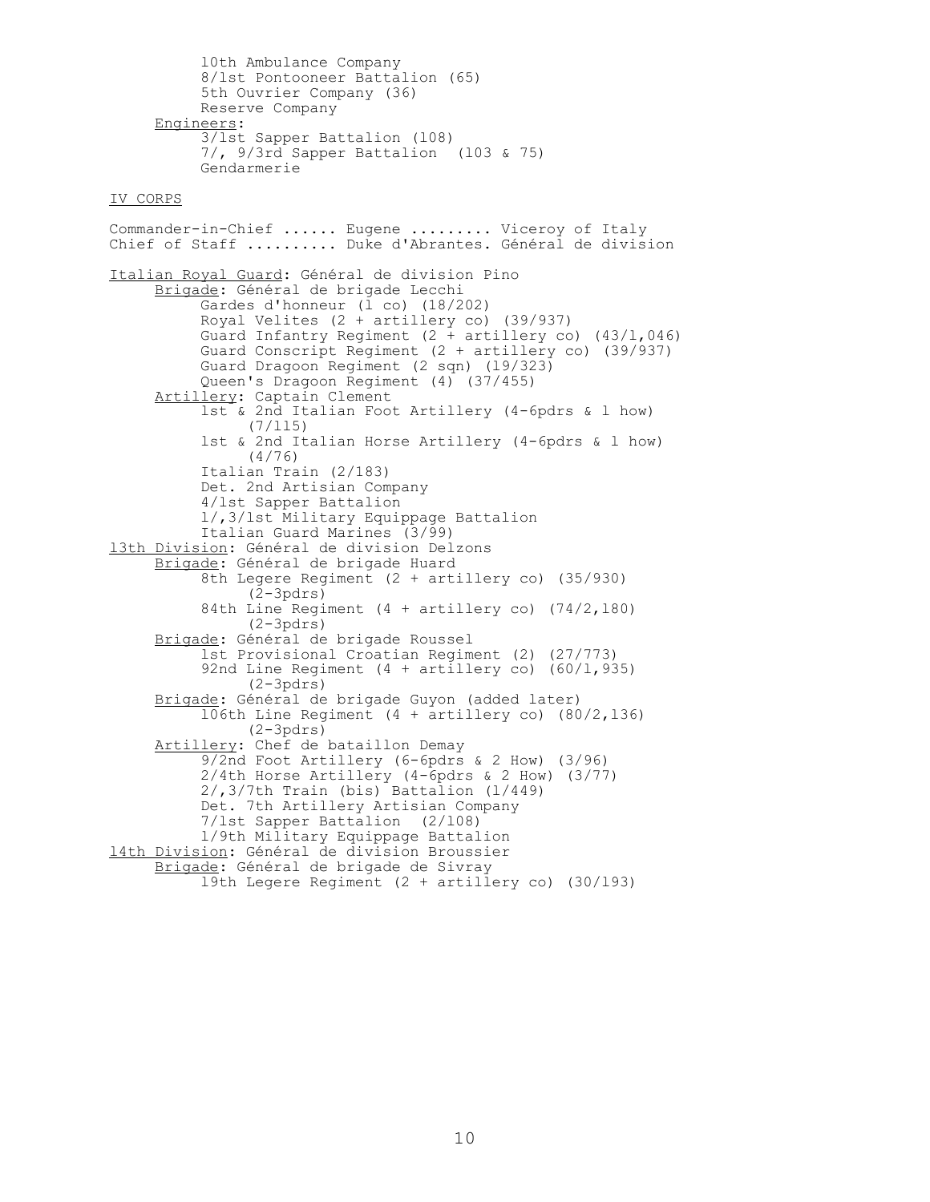10th Ambulance Company
8/1st Pontooneer Battalion (65)
5th Ouvrier Company (36)
Reserve Company

<u>Engineers</u>:
3/1st Sapper Battalion (108)
7/, 9/3rd Sapper Battalion (103 & 75)
Gendarmerie

<u>IV CORPS</u>

Commander-in-Chief ...... Eugene ......... Viceroy of Italy
Chief of Staff .......... Duke d'Abrantes. Général de division

<u>Italian Royal Guard</u>: Général de division Pino

<u>Brigade</u>: Général de brigade Lecchi
- Gardes d'honneur (1 co) (18/202)
- Royal Velites (2 + artillery co) (39/937)
- Guard Infantry Regiment (2 + artillery co) (43/1,046)
- Guard Conscript Regiment (2 + artillery co) (39/937)
- Guard Dragoon Regiment (2 sqn) (19/323)
- Queen's Dragoon Regiment (4) (37/455)

<u>Artillery</u>: Captain Clement
- 1st & 2nd Italian Foot Artillery (4-6pdrs & 1 how) (7/115)
- 1st & 2nd Italian Horse Artillery (4-6pdrs & 1 how) (4/76)
- Italian Train (2/183)
- Det. 2nd Artisian Company
- 4/1st Sapper Battalion
- 1/,3/1st Military Equippage Battalion
- Italian Guard Marines (3/99)

<u>13th Division</u>: Général de division Delzons

<u>Brigade</u>: Général de brigade Huard
- 8th Legere Regiment (2 + artillery co) (35/930) (2-3pdrs)
- 84th Line Regiment (4 + artillery co) (74/2,180) (2-3pdrs)

<u>Brigade</u>: Général de brigade Roussel
- 1st Provisional Croatian Regiment (2) (27/773)
- 92nd Line Regiment (4 + artillery co) (60/1,935) (2-3pdrs)

<u>Brigade</u>: Général de brigade Guyon (added later)
- 106th Line Regiment (4 + artillery co) (80/2,136) (2-3pdrs)

<u>Artillery</u>: Chef de bataillon Demay
- 9/2nd Foot Artillery (6-6pdrs & 2 How) (3/96)
- 2/4th Horse Artillery (4-6pdrs & 2 How) (3/77)
- 2/,3/7th Train (bis) Battalion (1/449)
- Det. 7th Artillery Artisian Company
- 7/1st Sapper Battalion (2/108)
- 1/9th Military Equippage Battalion

<u>14th Division</u>: Général de division Broussier

<u>Brigade</u>: Général de brigade de Sivray
- 19th Legere Regiment (2 + artillery co) (30/193)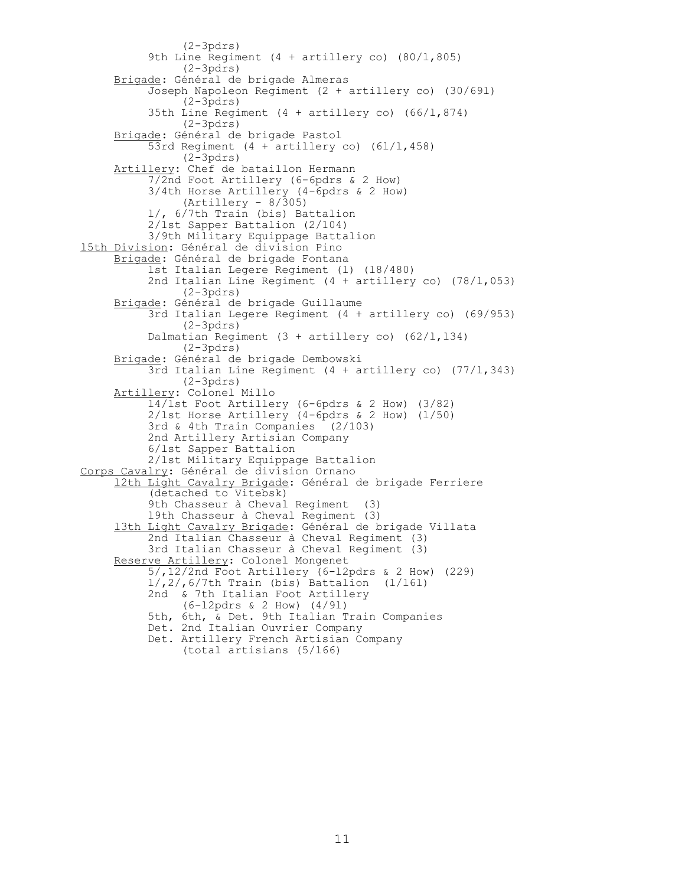(2-3pdrs)
9th Line Regiment (4 + artillery co) (80/1,805)
(2-3pdrs)

<u>Brigade</u>: Général de brigade Almeras
Joseph Napoleon Regiment (2 + artillery co) (30/691)
(2-3pdrs)
35th Line Regiment (4 + artillery co) (66/1,874)
(2-3pdrs)

<u>Brigade</u>: Général de brigade Pastol
53rd Regiment (4 + artillery co) (61/1,458)
(2-3pdrs)

<u>Artillery</u>: Chef de bataillon Hermann
7/2nd Foot Artillery (6-6pdrs & 2 How)
3/4th Horse Artillery (4-6pdrs & 2 How)
(Artillery - 8/305)
1/, 6/7th Train (bis) Battalion
2/1st Sapper Battalion (2/104)
3/9th Military Equippage Battalion

<u>15th Division</u>: Général de division Pino

<u>Brigade</u>: Général de brigade Fontana
1st Italian Legere Regiment (1) (18/480)
2nd Italian Line Regiment (4 + artillery co) (78/1,053)
(2-3pdrs)

<u>Brigade</u>: Général de brigade Guillaume
3rd Italian Legere Regiment (4 + artillery co) (69/953)
(2-3pdrs)
Dalmatian Regiment (3 + artillery co) (62/1,134)
(2-3pdrs)

<u>Brigade</u>: Général de brigade Dembowski
3rd Italian Line Regiment (4 + artillery co) (77/1,343)
(2-3pdrs)

<u>Artillery</u>: Colonel Millo
14/1st Foot Artillery (6-6pdrs & 2 How) (3/82)
2/1st Horse Artillery (4-6pdrs & 2 How) (1/50)
3rd & 4th Train Companies (2/103)
2nd Artillery Artisian Company
6/1st Sapper Battalion
2/1st Military Equippage Battalion

<u>Corps Cavalry</u>: Général de division Ornano

<u>12th Light Cavalry Brigade</u>: Général de brigade Ferriere
(detached to Vitebsk)
9th Chasseur à Cheval Regiment (3)
19th Chasseur à Cheval Regiment (3)

<u>13th Light Cavalry Brigade</u>: Général de brigade Villata
2nd Italian Chasseur à Cheval Regiment (3)
3rd Italian Chasseur à Cheval Regiment (3)

<u>Reserve Artillery</u>: Colonel Mongenet
5/,12/2nd Foot Artillery (6-12pdrs & 2 How) (229)
1/,2/,6/7th Train (bis) Battalion (1/161)
2nd & 7th Italian Foot Artillery
(6-12pdrs & 2 How) (4/91)
5th, 6th, & Det. 9th Italian Train Companies
Det. 2nd Italian Ouvrier Company
Det. Artillery French Artisian Company
(total artisians (5/166)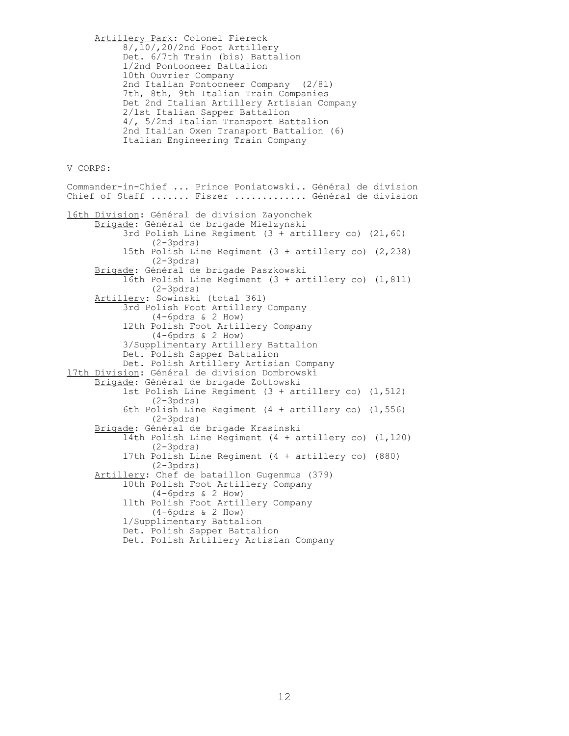Artillery Park: Colonel Fiereck
- 8/,10/,20/2nd Foot Artillery
- Det. 6/7th Train (bis) Battalion
- 1/2nd Pontooneer Battalion
- 10th Ouvrier Company
- 2nd Italian Pontooneer Company (2/81)
- 7th, 8th, 9th Italian Train Companies
- Det 2nd Italian Artillery Artisian Company
- 2/1st Italian Sapper Battalion
- 4/, 5/2nd Italian Transport Battalion
- 2nd Italian Oxen Transport Battalion (6)
- Italian Engineering Train Company

V CORPS:

Commander-in-Chief ... Prince Poniatowski.. Général de division
Chief of Staff ....... Fiszer ............ Général de division

16th Division: Général de division Zayonchek
- Brigade: Général de brigade Mielzynski
  - 3rd Polish Line Regiment (3 + artillery co) (21,60) (2-3pdrs)
  - 15th Polish Line Regiment (3 + artillery co) (2,238) (2-3pdrs)
- Brigade: Général de brigade Paszkowski
  - 16th Polish Line Regiment (3 + artillery co) (1,811) (2-3pdrs)
- Artillery: Sowinski (total 361)
  - 3rd Polish Foot Artillery Company (4-6pdrs & 2 How)
  - 12th Polish Foot Artillery Company (4-6pdrs & 2 How)
  - 3/Supplimentary Artillery Battalion
  - Det. Polish Sapper Battalion
  - Det. Polish Artillery Artisian Company

17th Division: Général de division Dombrowski
- Brigade: Général de brigade Zottowski
  - 1st Polish Line Regiment (3 + artillery co) (1,512) (2-3pdrs)
  - 6th Polish Line Regiment (4 + artillery co) (1,556) (2-3pdrs)
- Brigade: Général de brigade Krasinski
  - 14th Polish Line Regiment (4 + artillery co) (1,120) (2-3pdrs)
  - 17th Polish Line Regiment (4 + artillery co) (880) (2-3pdrs)
- Artillery: Chef de bataillon Gugenmus (379)
  - 10th Polish Foot Artillery Company (4-6pdrs & 2 How)
  - 11th Polish Foot Artillery Company (4-6pdrs & 2 How)
  - 1/Supplimentary Battalion
  - Det. Polish Sapper Battalion
  - Det. Polish Artillery Artisian Company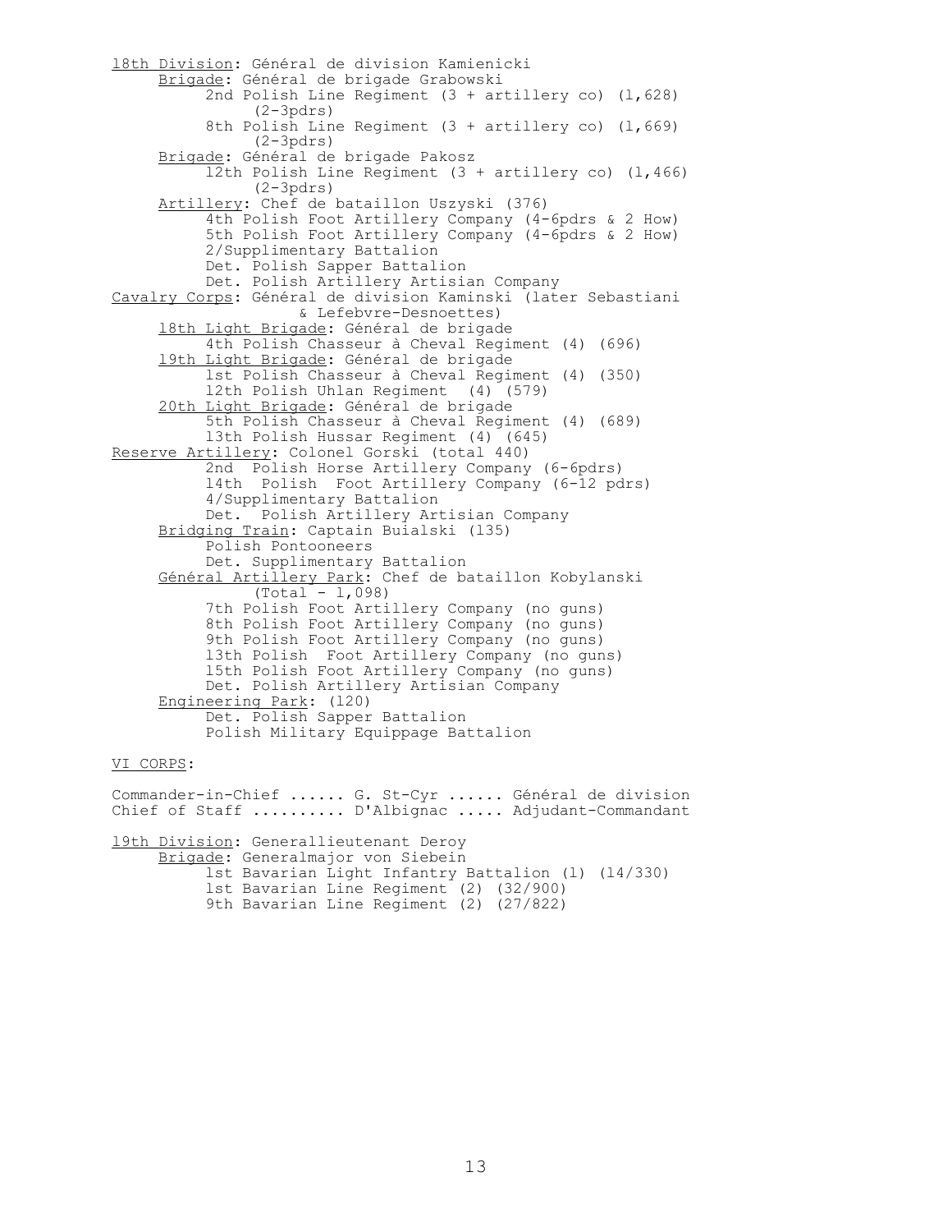<u>18th Division</u>: Général de division Kamienicki

- <u>Brigade</u>: Général de brigade Grabowski
  - 2nd Polish Line Regiment (3 + artillery co) (1,628) (2-3pdrs)
  - 8th Polish Line Regiment (3 + artillery co) (1,669) (2-3pdrs)
- <u>Brigade</u>: Général de brigade Pakosz
  - 12th Polish Line Regiment (3 + artillery co) (1,466) (2-3pdrs)
- <u>Artillery</u>: Chef de bataillon Uszyski (376)
  - 4th Polish Foot Artillery Company (4-6pdrs & 2 How)
  - 5th Polish Foot Artillery Company (4-6pdrs & 2 How)
  - 2/Supplimentary Battalion
  - Det. Polish Sapper Battalion
  - Det. Polish Artillery Artisian Company

<u>Cavalry Corps</u>: Général de division Kaminski (later Sebastiani & Lefebvre-Desnoettes)

- <u>18th Light Brigade</u>: Général de brigade
  - 4th Polish Chasseur à Cheval Regiment (4) (696)
- <u>19th Light Brigade</u>: Général de brigade
  - 1st Polish Chasseur à Cheval Regiment (4) (350)
  - 12th Polish Uhlan Regiment (4) (579)
- <u>20th Light Brigade</u>: Général de brigade
  - 5th Polish Chasseur à Cheval Regiment (4) (689)
  - 13th Polish Hussar Regiment (4) (645)

<u>Reserve Artillery</u>: Colonel Gorski (total 440)

- 2nd Polish Horse Artillery Company (6-6pdrs)
- 14th Polish Foot Artillery Company (6-12 pdrs)
- 4/Supplimentary Battalion
- Det. Polish Artillery Artisian Company
- <u>Bridging Train</u>: Captain Buialski (135)
  - Polish Pontooneers
  - Det. Supplimentary Battalion
- <u>Général Artillery Park</u>: Chef de bataillon Kobylanski (Total - 1,098)
  - 7th Polish Foot Artillery Company (no guns)
  - 8th Polish Foot Artillery Company (no guns)
  - 9th Polish Foot Artillery Company (no guns)
  - 13th Polish Foot Artillery Company (no guns)
  - 15th Polish Foot Artillery Company (no guns)
  - Det. Polish Artillery Artisian Company
- <u>Engineering Park</u>: (120)
  - Det. Polish Sapper Battalion
  - Polish Military Equippage Battalion

## <u>VI CORPS</u>:

Commander-in-Chief ...... G. St-Cyr ...... Général de division
Chief of Staff .......... D'Albignac ..... Adjudant-Commandant

<u>19th Division</u>: Generallieutenant Deroy

- <u>Brigade</u>: Generalmajor von Siebein
  - 1st Bavarian Light Infantry Battalion (1) (14/330)
  - 1st Bavarian Line Regiment (2) (32/900)
  - 9th Bavarian Line Regiment (2) (27/822)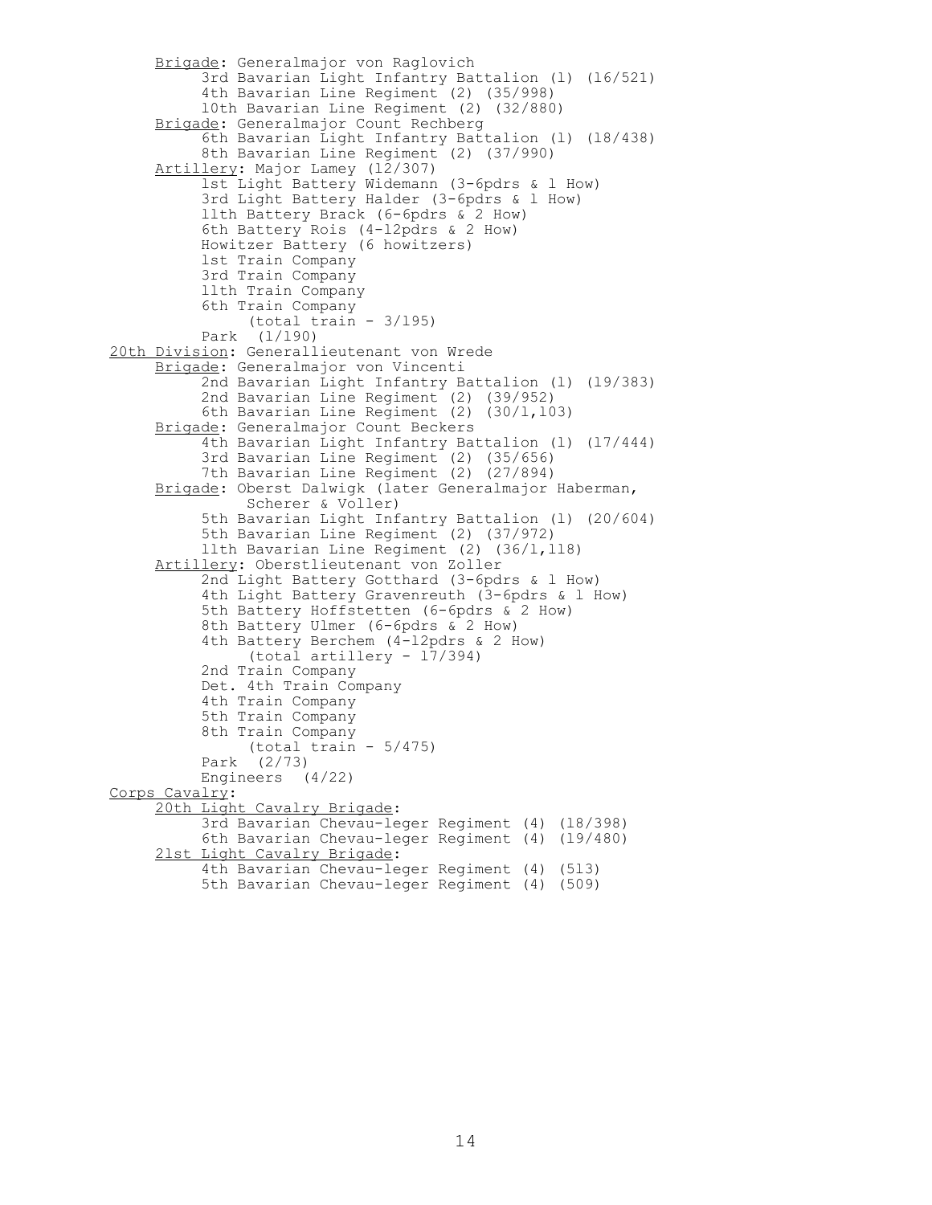- Brigade: Generalmajor von Raglovich
  - 3rd Bavarian Light Infantry Battalion (1) (16/521)
  - 4th Bavarian Line Regiment (2) (35/998)
  - 10th Bavarian Line Regiment (2) (32/880)
- Brigade: Generalmajor Count Rechberg
  - 6th Bavarian Light Infantry Battalion (1) (18/438)
  - 8th Bavarian Line Regiment (2) (37/990)
- Artillery: Major Lamey (12/307)
  - 1st Light Battery Widemann (3-6pdrs & 1 How)
  - 3rd Light Battery Halder (3-6pdrs & 1 How)
  - 11th Battery Brack (6-6pdrs & 2 How)
  - 6th Battery Rois (4-12pdrs & 2 How)
  - Howitzer Battery (6 howitzers)
  - 1st Train Company
  - 3rd Train Company
  - 11th Train Company
  - 6th Train Company
    - (total train - 3/195)
  - Park (1/190)

20th Division: Generallieutenant von Wrede

- Brigade: Generalmajor von Vincenti
  - 2nd Bavarian Light Infantry Battalion (1) (19/383)
  - 2nd Bavarian Line Regiment (2) (39/952)
  - 6th Bavarian Line Regiment (2) (30/1,103)
- Brigade: Generalmajor Count Beckers
  - 4th Bavarian Light Infantry Battalion (1) (17/444)
  - 3rd Bavarian Line Regiment (2) (35/656)
  - 7th Bavarian Line Regiment (2) (27/894)
- Brigade: Oberst Dalwigk (later Generalmajor Haberman, Scherer & Voller)
  - 5th Bavarian Light Infantry Battalion (1) (20/604)
  - 5th Bavarian Line Regiment (2) (37/972)
  - 11th Bavarian Line Regiment (2) (36/1,118)
- Artillery: Oberstlieutenant von Zoller
  - 2nd Light Battery Gotthard (3-6pdrs & 1 How)
  - 4th Light Battery Gravenreuth (3-6pdrs & 1 How)
  - 5th Battery Hoffstetten (6-6pdrs & 2 How)
  - 8th Battery Ulmer (6-6pdrs & 2 How)
  - 4th Battery Berchem (4-12pdrs & 2 How)
    - (total artillery - 17/394)
  - 2nd Train Company
  - Det. 4th Train Company
  - 4th Train Company
  - 5th Train Company
  - 8th Train Company
    - (total train - 5/475)
  - Park (2/73)
  - Engineers (4/22)

Corps Cavalry:

- 20th Light Cavalry Brigade:
  - 3rd Bavarian Chevau-leger Regiment (4) (18/398)
  - 6th Bavarian Chevau-leger Regiment (4) (19/480)
- 21st Light Cavalry Brigade:
  - 4th Bavarian Chevau-leger Regiment (4) (513)
  - 5th Bavarian Chevau-leger Regiment (4) (509)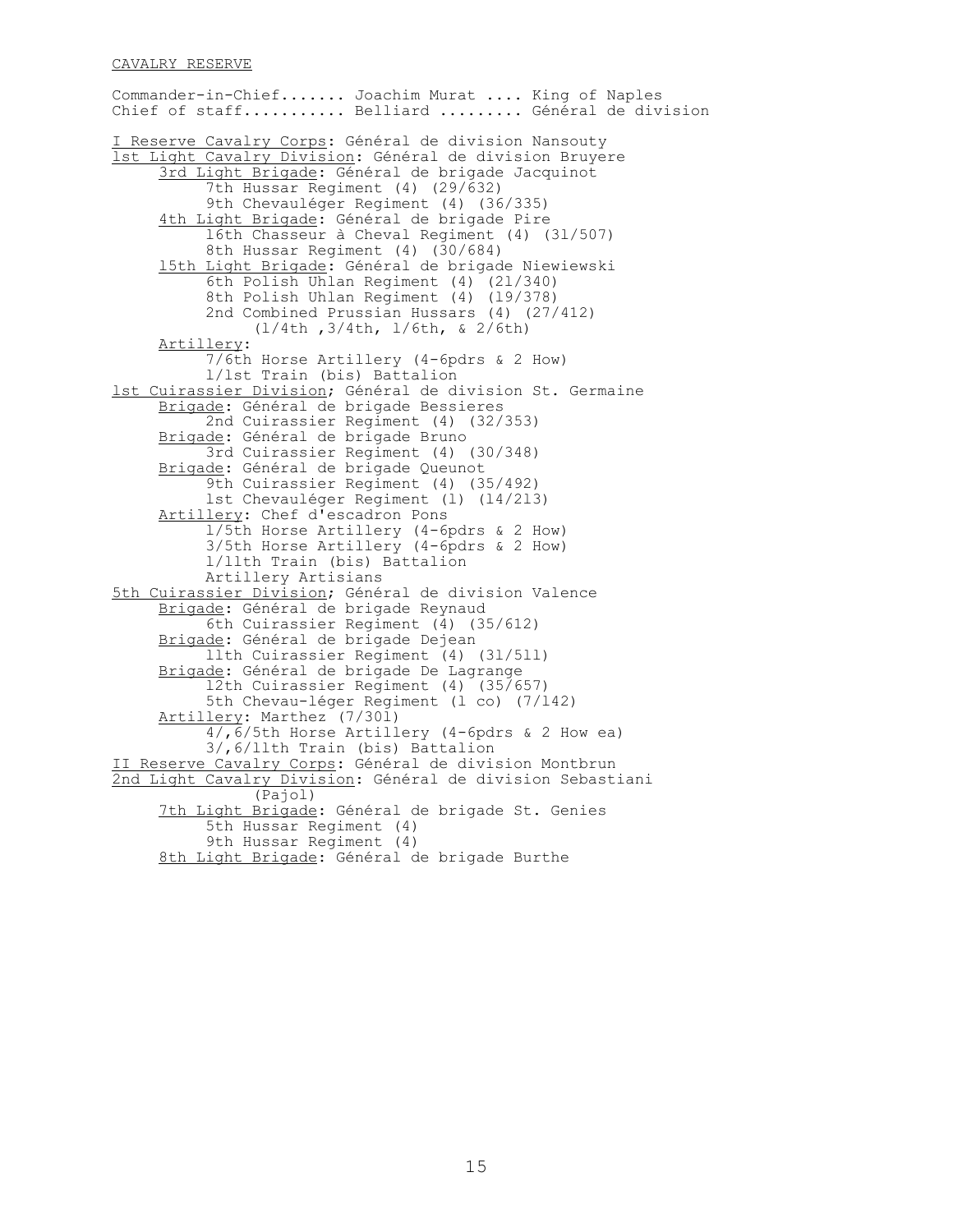CAVALRY RESERVE

Commander-in-Chief....... Joachim Murat .... King of Naples
Chief of staff........... Belliard ......... Général de division

I Reserve Cavalry Corps: Général de division Nansouty

1st Light Cavalry Division: Général de division Bruyere

- 3rd Light Brigade: Général de brigade Jacquinot
  - 7th Hussar Regiment (4) (29/632)
  - 9th Chevauléger Regiment (4) (36/335)
- 4th Light Brigade: Général de brigade Pire
  - 16th Chasseur à Cheval Regiment (4) (31/507)
  - 8th Hussar Regiment (4) (30/684)
- 15th Light Brigade: Général de brigade Niewiewski
  - 6th Polish Uhlan Regiment (4) (21/340)
  - 8th Polish Uhlan Regiment (4) (19/378)
  - 2nd Combined Prussian Hussars (4) (27/412)
    (1/4th ,3/4th, 1/6th, & 2/6th)
- Artillery:
  - 7/6th Horse Artillery (4-6pdrs & 2 How)
  - 1/1st Train (bis) Battalion

1st Cuirassier Division; Général de division St. Germaine

- Brigade: Général de brigade Bessieres
  - 2nd Cuirassier Regiment (4) (32/353)
- Brigade: Général de brigade Bruno
  - 3rd Cuirassier Regiment (4) (30/348)
- Brigade: Général de brigade Queunot
  - 9th Cuirassier Regiment (4) (35/492)
  - 1st Chevauléger Regiment (1) (14/213)
- Artillery: Chef d'escadron Pons
  - 1/5th Horse Artillery (4-6pdrs & 2 How)
  - 3/5th Horse Artillery (4-6pdrs & 2 How)
  - 1/11th Train (bis) Battalion
  - Artillery Artisians

5th Cuirassier Division; Général de division Valence

- Brigade: Général de brigade Reynaud
  - 6th Cuirassier Regiment (4) (35/612)
- Brigade: Général de brigade Dejean
  - 11th Cuirassier Regiment (4) (31/511)
- Brigade: Général de brigade De Lagrange
  - 12th Cuirassier Regiment (4) (35/657)
  - 5th Chevau-léger Regiment (1 co) (7/142)
- Artillery: Marthez (7/301)
  - 4/,6/5th Horse Artillery (4-6pdrs & 2 How ea)
  - 3/,6/11th Train (bis) Battalion

II Reserve Cavalry Corps: Général de division Montbrun

2nd Light Cavalry Division: Général de division Sebastiani (Pajol)

- 7th Light Brigade: Général de brigade St. Genies
  - 5th Hussar Regiment (4)
  - 9th Hussar Regiment (4)
- 8th Light Brigade: Général de brigade Burthe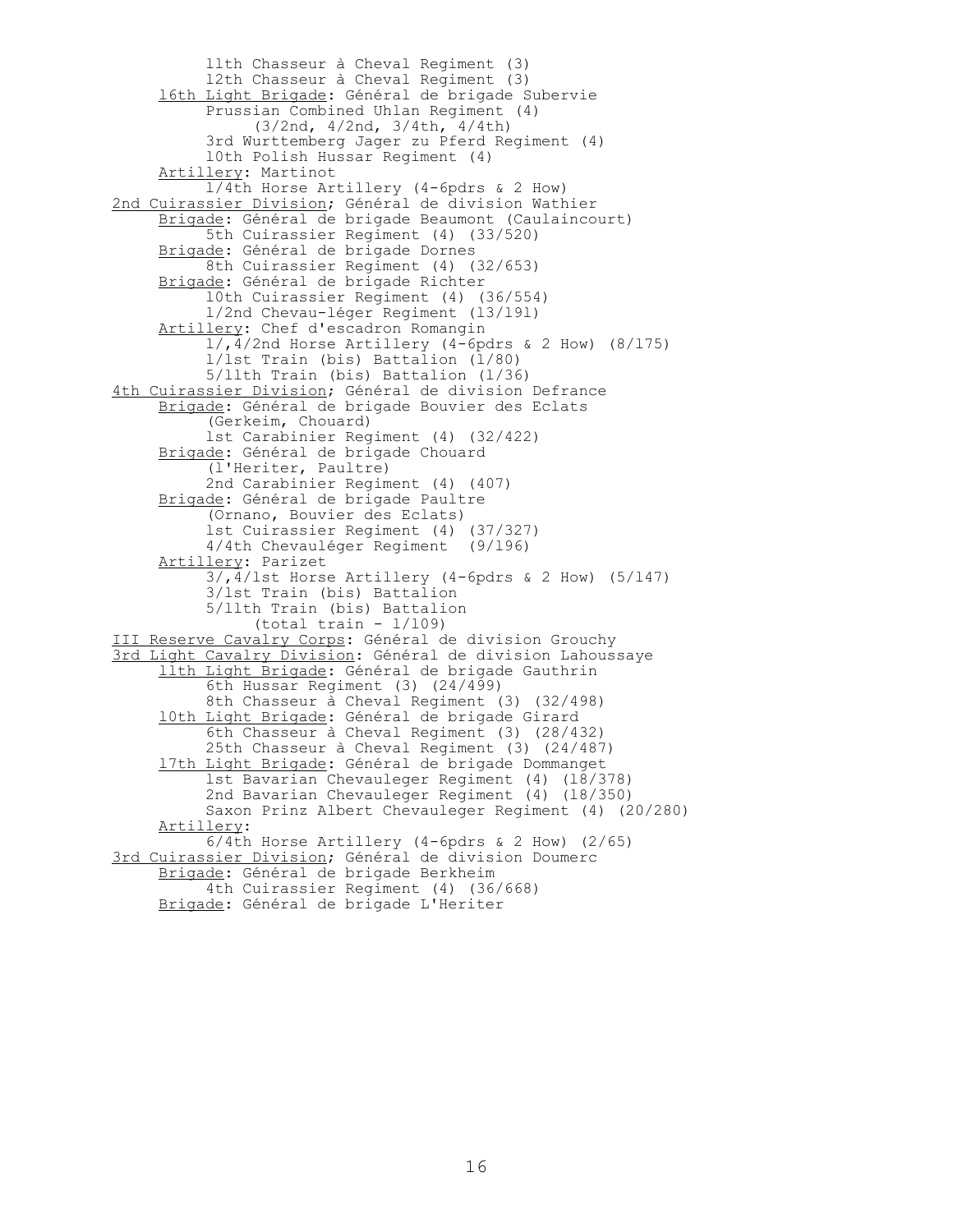11th Chasseur à Cheval Regiment (3)
12th Chasseur à Cheval Regiment (3)

<u>16th Light Brigade</u>: Général de brigade Subervie
Prussian Combined Uhlan Regiment (4)
(3/2nd, 4/2nd, 3/4th, 4/4th)
3rd Wurttemberg Jager zu Pferd Regiment (4)
10th Polish Hussar Regiment (4)

<u>Artillery</u>: Martinot
1/4th Horse Artillery (4-6pdrs & 2 How)

<u>2nd Cuirassier Division</u>; Général de division Wathier

<u>Brigade</u>: Général de brigade Beaumont (Caulaincourt)
5th Cuirassier Regiment (4) (33/520)

<u>Brigade</u>: Général de brigade Dornes
8th Cuirassier Regiment (4) (32/653)

<u>Brigade</u>: Général de brigade Richter
10th Cuirassier Regiment (4) (36/554)
1/2nd Chevau-léger Regiment (13/191)

<u>Artillery</u>: Chef d'escadron Romangin
1/,4/2nd Horse Artillery (4-6pdrs & 2 How) (8/175)
1/1st Train (bis) Battalion (1/80)
5/11th Train (bis) Battalion (1/36)

<u>4th Cuirassier Division</u>; Général de division Defrance

<u>Brigade</u>: Général de brigade Bouvier des Eclats
(Gerkeim, Chouard)
1st Carabinier Regiment (4) (32/422)

<u>Brigade</u>: Général de brigade Chouard
(l'Heriter, Paultre)
2nd Carabinier Regiment (4) (407)

<u>Brigade</u>: Général de brigade Paultre
(Ornano, Bouvier des Eclats)
1st Cuirassier Regiment (4) (37/327)
4/4th Chevauléger Regiment (9/196)

<u>Artillery</u>: Parizet
3/,4/1st Horse Artillery (4-6pdrs & 2 How) (5/147)
3/1st Train (bis) Battalion
5/11th Train (bis) Battalion
(total train - 1/109)

<u>III Reserve Cavalry Corps</u>: Général de division Grouchy

<u>3rd Light Cavalry Division</u>: Général de division Lahoussaye

<u>11th Light Brigade</u>: Général de brigade Gauthrin
6th Hussar Regiment (3) (24/499)
8th Chasseur à Cheval Regiment (3) (32/498)

<u>10th Light Brigade</u>: Général de brigade Girard
6th Chasseur à Cheval Regiment (3) (28/432)
25th Chasseur à Cheval Regiment (3) (24/487)

<u>17th Light Brigade</u>: Général de brigade Dommanget
1st Bavarian Chevauleger Regiment (4) (18/378)
2nd Bavarian Chevauleger Regiment (4) (18/350)
Saxon Prinz Albert Chevauleger Regiment (4) (20/280)

<u>Artillery</u>:
6/4th Horse Artillery (4-6pdrs & 2 How) (2/65)

<u>3rd Cuirassier Division</u>; Général de division Doumerc

<u>Brigade</u>: Général de brigade Berkheim
4th Cuirassier Regiment (4) (36/668)

<u>Brigade</u>: Général de brigade L'Heriter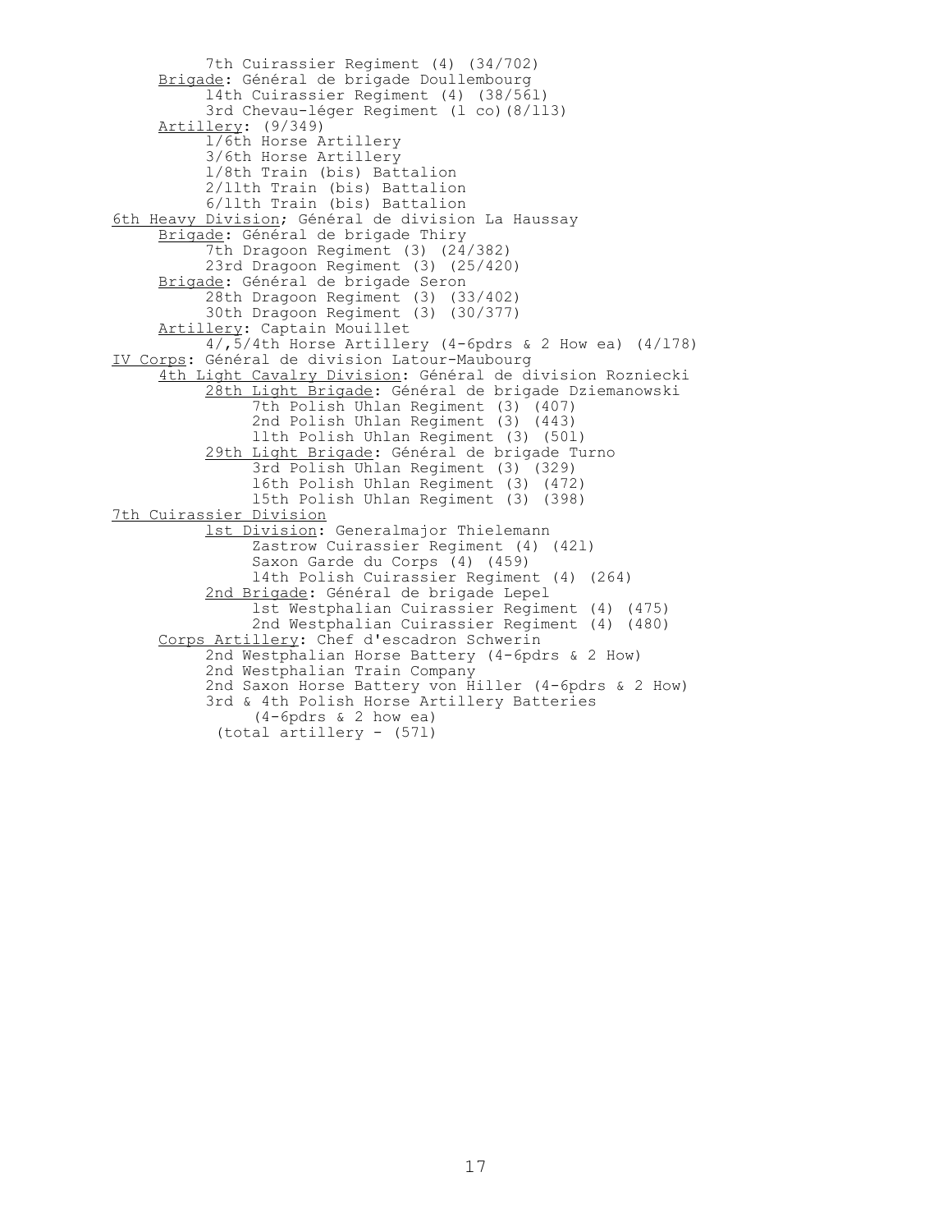7th Cuirassier Regiment (4) (34/702)

Brigade: Général de brigade Doullembourg

14th Cuirassier Regiment (4) (38/561)

3rd Chevau-léger Regiment (1 co)(8/113)

Artillery: (9/349)

1/6th Horse Artillery

3/6th Horse Artillery

1/8th Train (bis) Battalion

2/11th Train (bis) Battalion

6/11th Train (bis) Battalion

6th Heavy Division; Général de division La Haussay

Brigade: Général de brigade Thiry

7th Dragoon Regiment (3) (24/382)

23rd Dragoon Regiment (3) (25/420)

Brigade: Général de brigade Seron

28th Dragoon Regiment (3) (33/402)

30th Dragoon Regiment (3) (30/377)

Artillery: Captain Mouillet

4/,5/4th Horse Artillery (4-6pdrs & 2 How ea) (4/178)

IV Corps: Général de division Latour-Maubourg

4th Light Cavalry Division: Général de division Rozniecki

28th Light Brigade: Général de brigade Dziemanowski

7th Polish Uhlan Regiment (3) (407)

2nd Polish Uhlan Regiment (3) (443)

11th Polish Uhlan Regiment (3) (501)

29th Light Brigade: Général de brigade Turno

3rd Polish Uhlan Regiment (3) (329)

16th Polish Uhlan Regiment (3) (472)

15th Polish Uhlan Regiment (3) (398)

7th Cuirassier Division

1st Division: Generalmajor Thielemann

Zastrow Cuirassier Regiment (4) (421)

Saxon Garde du Corps (4) (459)

14th Polish Cuirassier Regiment (4) (264)

2nd Brigade: Général de brigade Lepel

1st Westphalian Cuirassier Regiment (4) (475)

2nd Westphalian Cuirassier Regiment (4) (480)

Corps Artillery: Chef d'escadron Schwerin

2nd Westphalian Horse Battery (4-6pdrs & 2 How)

2nd Westphalian Train Company

2nd Saxon Horse Battery von Hiller (4-6pdrs & 2 How)

3rd & 4th Polish Horse Artillery Batteries
(4-6pdrs & 2 how ea)

(total artillery - (571)